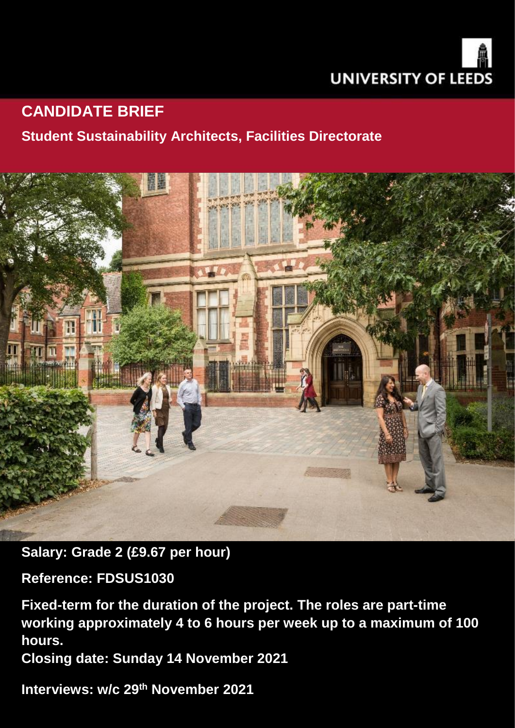UNIVERSITY OF LEEDS

# CANDIDATE BRIEF

## Student Sustainability Architects, Facilities Directorate

**Salary: Grade 2 (£9.67 per hour)**

**Reference: FDSUS1030**

**Fixed-term for the duration of the project. The roles are part-time working approximately 4 to 6 hours per week up to a maximum of 100 hours.**

**Closing date: Sunday 14 November 2021**

**Interviews: w/c 29th November 2021**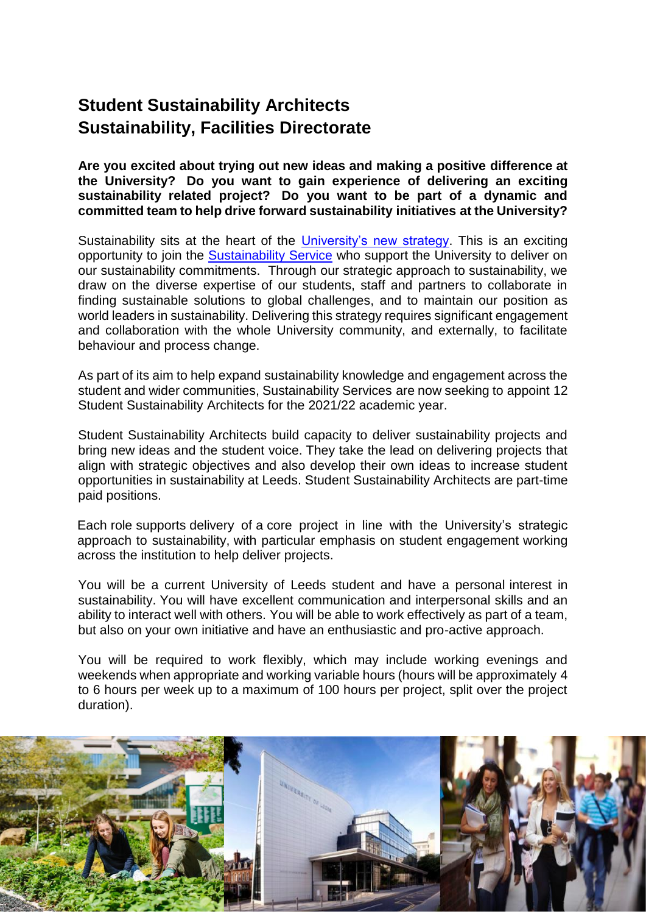# Student Sustainability Architects
# Sustainability, Facilities Directorate

**Are you excited about trying out new ideas and making a positive difference at the University? Do you want to gain experience of delivering an exciting sustainability related project? Do you want to be part of a dynamic and committed team to help drive forward sustainability initiatives at the University?**

Sustainability sits at the heart of the University's new strategy. This is an exciting opportunity to join the Sustainability Service who support the University to deliver on our sustainability commitments. Through our strategic approach to sustainability, we draw on the diverse expertise of our students, staff and partners to collaborate in finding sustainable solutions to global challenges, and to maintain our position as world leaders in sustainability. Delivering this strategy requires significant engagement and collaboration with the whole University community, and externally, to facilitate behaviour and process change.

As part of its aim to help expand sustainability knowledge and engagement across the student and wider communities, Sustainability Services are now seeking to appoint 12 Student Sustainability Architects for the 2021/22 academic year.

Student Sustainability Architects build capacity to deliver sustainability projects and bring new ideas and the student voice. They take the lead on delivering projects that align with strategic objectives and also develop their own ideas to increase student opportunities in sustainability at Leeds. Student Sustainability Architects are part-time paid positions.

Each role supports delivery of a core project in line with the University's strategic approach to sustainability, with particular emphasis on student engagement working across the institution to help deliver projects.

You will be a current University of Leeds student and have a personal interest in sustainability. You will have excellent communication and interpersonal skills and an ability to interact well with others. You will be able to work effectively as part of a team, but also on your own initiative and have an enthusiastic and pro-active approach.

You will be required to work flexibly, which may include working evenings and weekends when appropriate and working variable hours (hours will be approximately 4 to 6 hours per week up to a maximum of 100 hours per project, split over the project duration).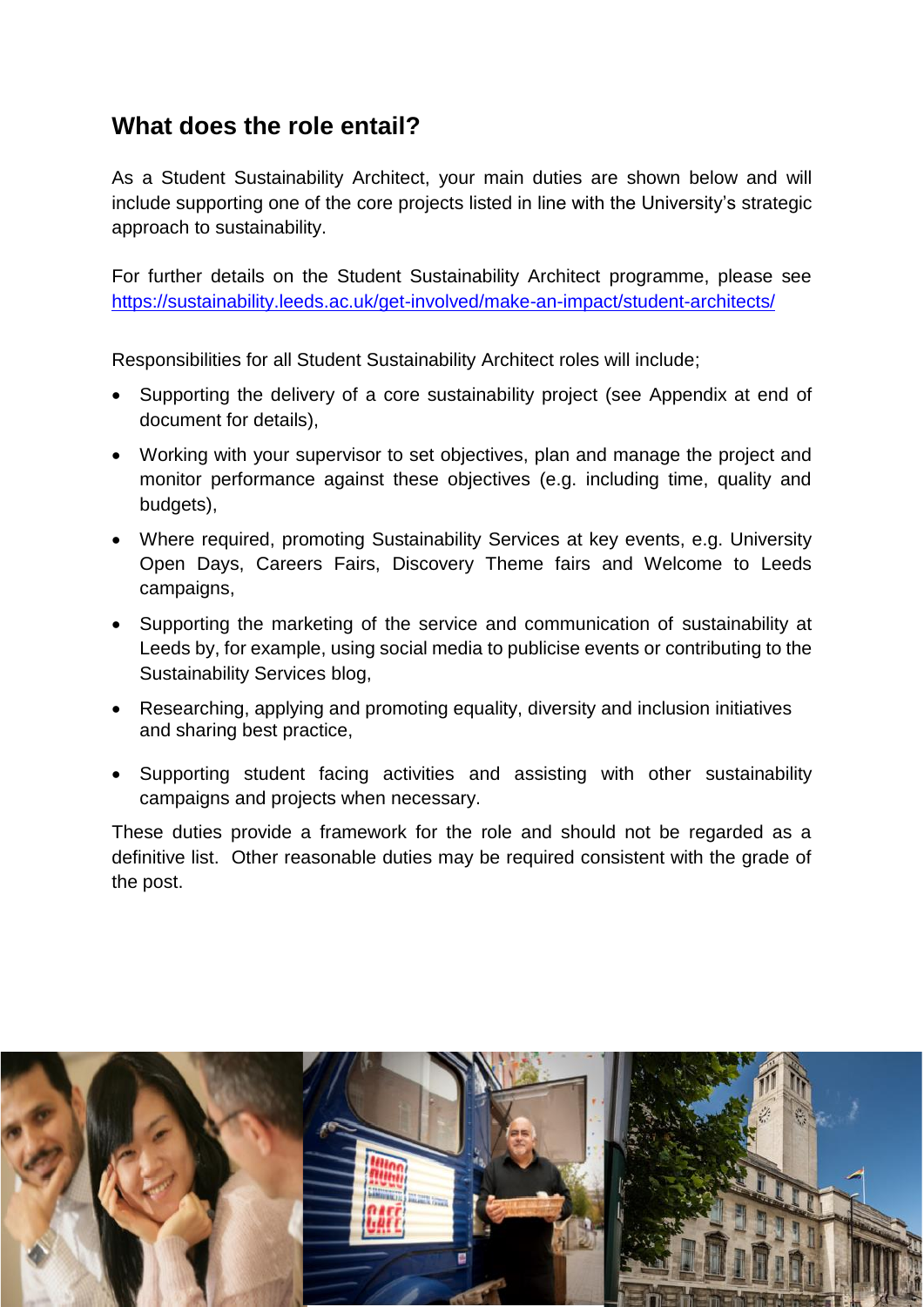## What does the role entail?

As a Student Sustainability Architect, your main duties are shown below and will include supporting one of the core projects listed in line with the University's strategic approach to sustainability.

For further details on the Student Sustainability Architect programme, please see https://sustainability.leeds.ac.uk/get-involved/make-an-impact/student-architects/

Responsibilities for all Student Sustainability Architect roles will include;

- Supporting the delivery of a core sustainability project (see Appendix at end of document for details),
- Working with your supervisor to set objectives, plan and manage the project and monitor performance against these objectives (e.g. including time, quality and budgets),
- Where required, promoting Sustainability Services at key events, e.g. University Open Days, Careers Fairs, Discovery Theme fairs and Welcome to Leeds campaigns,
- Supporting the marketing of the service and communication of sustainability at Leeds by, for example, using social media to publicise events or contributing to the Sustainability Services blog,
- Researching, applying and promoting equality, diversity and inclusion initiatives and sharing best practice,
- Supporting student facing activities and assisting with other sustainability campaigns and projects when necessary.

These duties provide a framework for the role and should not be regarded as a definitive list. Other reasonable duties may be required consistent with the grade of the post.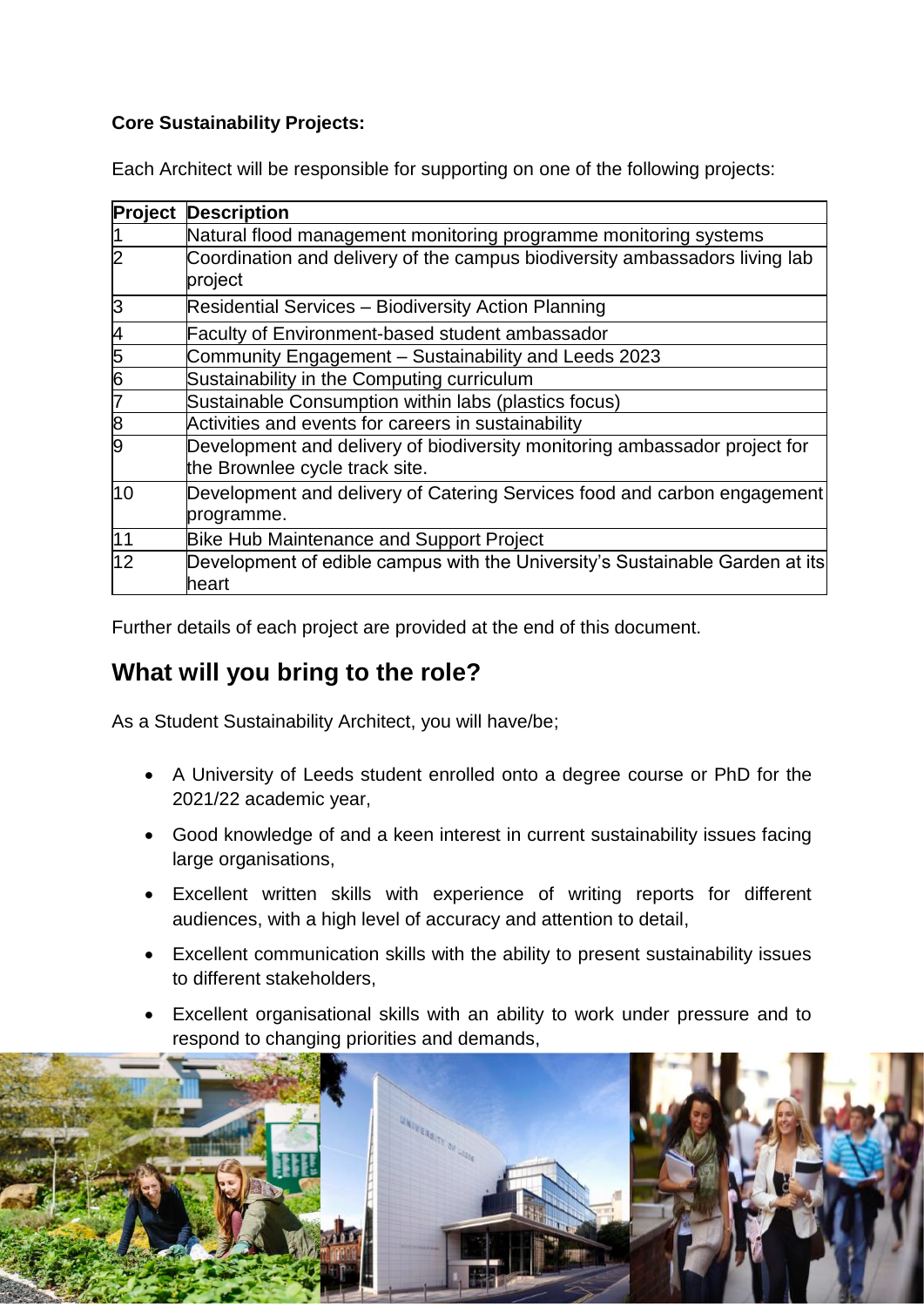**Core Sustainability Projects:**

Each Architect will be responsible for supporting on one of the following projects:

| Project | Description |
|---|---|
| 1 | Natural flood management monitoring programme monitoring systems |
| 2 | Coordination and delivery of the campus biodiversity ambassadors living lab project |
| 3 | Residential Services – Biodiversity Action Planning |
| 4 | Faculty of Environment-based student ambassador |
| 5 | Community Engagement – Sustainability and Leeds 2023 |
| 6 | Sustainability in the Computing curriculum |
| 7 | Sustainable Consumption within labs (plastics focus) |
| 8 | Activities and events for careers in sustainability |
| 9 | Development and delivery of biodiversity monitoring ambassador project for the Brownlee cycle track site. |
| 10 | Development and delivery of Catering Services food and carbon engagement programme. |
| 11 | Bike Hub Maintenance and Support Project |
| 12 | Development of edible campus with the University's Sustainable Garden at its heart |

Further details of each project are provided at the end of this document.

## What will you bring to the role?

As a Student Sustainability Architect, you will have/be;

- A University of Leeds student enrolled onto a degree course or PhD for the 2021/22 academic year,
- Good knowledge of and a keen interest in current sustainability issues facing large organisations,
- Excellent written skills with experience of writing reports for different audiences, with a high level of accuracy and attention to detail,
- Excellent communication skills with the ability to present sustainability issues to different stakeholders,
- Excellent organisational skills with an ability to work under pressure and to respond to changing priorities and demands,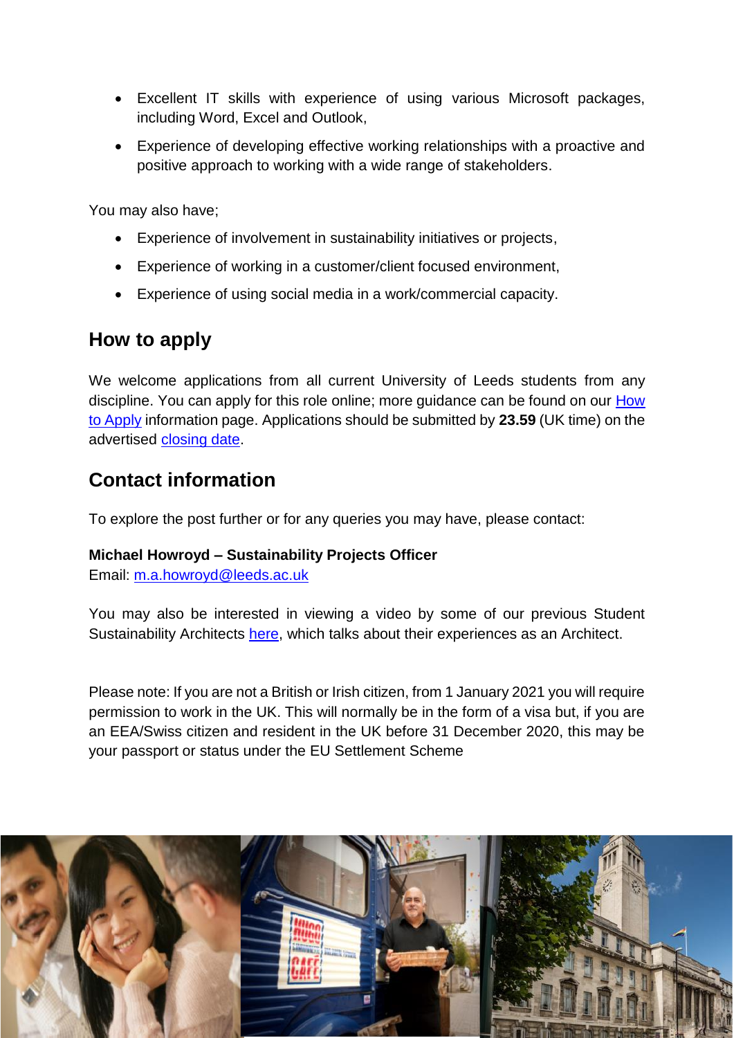- Excellent IT skills with experience of using various Microsoft packages, including Word, Excel and Outlook,
- Experience of developing effective working relationships with a proactive and positive approach to working with a wide range of stakeholders.

You may also have;

- Experience of involvement in sustainability initiatives or projects,
- Experience of working in a customer/client focused environment,
- Experience of using social media in a work/commercial capacity.

## How to apply

We welcome applications from all current University of Leeds students from any discipline. You can apply for this role online; more guidance can be found on our How to Apply information page. Applications should be submitted by **23.59** (UK time) on the advertised closing date.

## Contact information

To explore the post further or for any queries you may have, please contact:

**Michael Howroyd – Sustainability Projects Officer**
Email: m.a.howroyd@leeds.ac.uk

You may also be interested in viewing a video by some of our previous Student Sustainability Architects here, which talks about their experiences as an Architect.

Please note: If you are not a British or Irish citizen, from 1 January 2021 you will require permission to work in the UK. This will normally be in the form of a visa but, if you are an EEA/Swiss citizen and resident in the UK before 31 December 2020, this may be your passport or status under the EU Settlement Scheme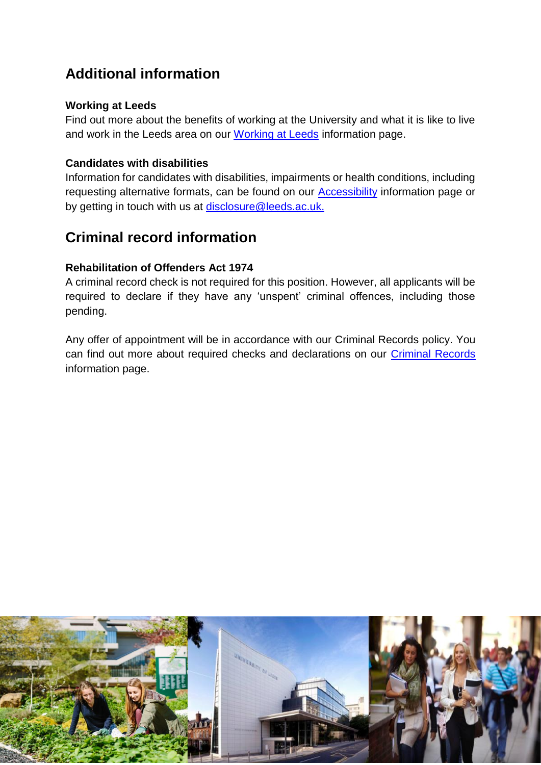## Additional information

**Working at Leeds**

Find out more about the benefits of working at the University and what it is like to live and work in the Leeds area on our Working at Leeds information page.

**Candidates with disabilities**

Information for candidates with disabilities, impairments or health conditions, including requesting alternative formats, can be found on our Accessibility information page or by getting in touch with us at disclosure@leeds.ac.uk.

## Criminal record information

**Rehabilitation of Offenders Act 1974**

A criminal record check is not required for this position. However, all applicants will be required to declare if they have any 'unspent' criminal offences, including those pending.

Any offer of appointment will be in accordance with our Criminal Records policy. You can find out more about required checks and declarations on our Criminal Records information page.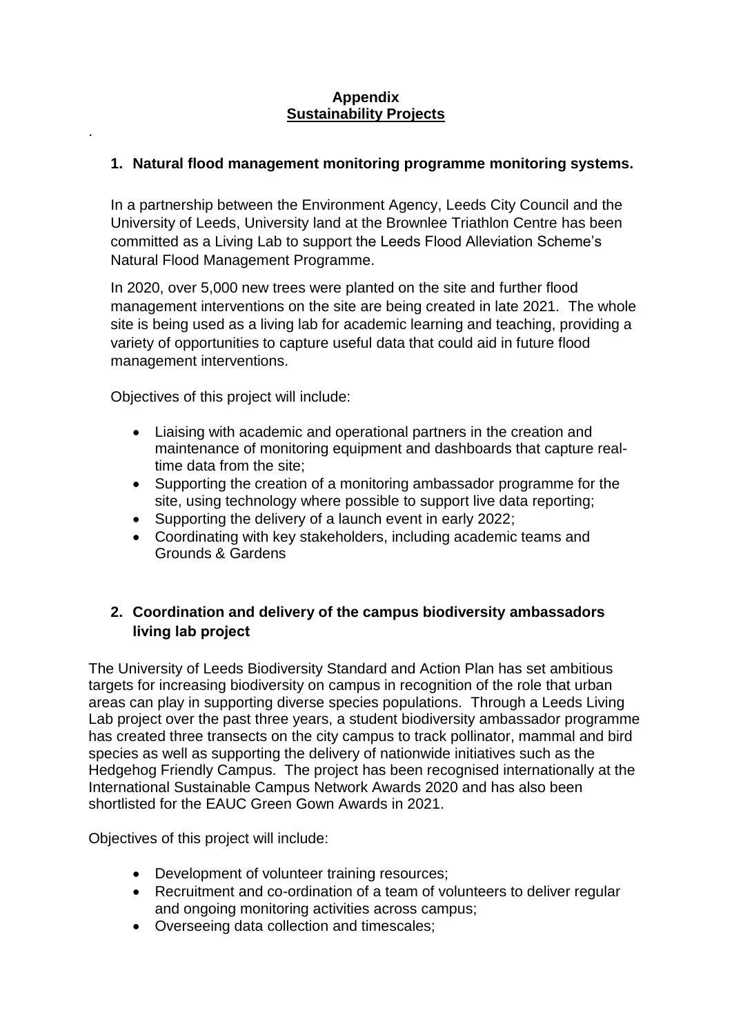**Appendix**

**Sustainability Projects**

.

## 1. Natural flood management monitoring programme monitoring systems.

In a partnership between the Environment Agency, Leeds City Council and the University of Leeds, University land at the Brownlee Triathlon Centre has been committed as a Living Lab to support the Leeds Flood Alleviation Scheme's Natural Flood Management Programme.

In 2020, over 5,000 new trees were planted on the site and further flood management interventions on the site are being created in late 2021. The whole site is being used as a living lab for academic learning and teaching, providing a variety of opportunities to capture useful data that could aid in future flood management interventions.

Objectives of this project will include:

- Liaising with academic and operational partners in the creation and maintenance of monitoring equipment and dashboards that capture real-time data from the site;
- Supporting the creation of a monitoring ambassador programme for the site, using technology where possible to support live data reporting;
- Supporting the delivery of a launch event in early 2022;
- Coordinating with key stakeholders, including academic teams and Grounds & Gardens

## 2. Coordination and delivery of the campus biodiversity ambassadors living lab project

The University of Leeds Biodiversity Standard and Action Plan has set ambitious targets for increasing biodiversity on campus in recognition of the role that urban areas can play in supporting diverse species populations. Through a Leeds Living Lab project over the past three years, a student biodiversity ambassador programme has created three transects on the city campus to track pollinator, mammal and bird species as well as supporting the delivery of nationwide initiatives such as the Hedgehog Friendly Campus. The project has been recognised internationally at the International Sustainable Campus Network Awards 2020 and has also been shortlisted for the EAUC Green Gown Awards in 2021.

Objectives of this project will include:

- Development of volunteer training resources;
- Recruitment and co-ordination of a team of volunteers to deliver regular and ongoing monitoring activities across campus;
- Overseeing data collection and timescales;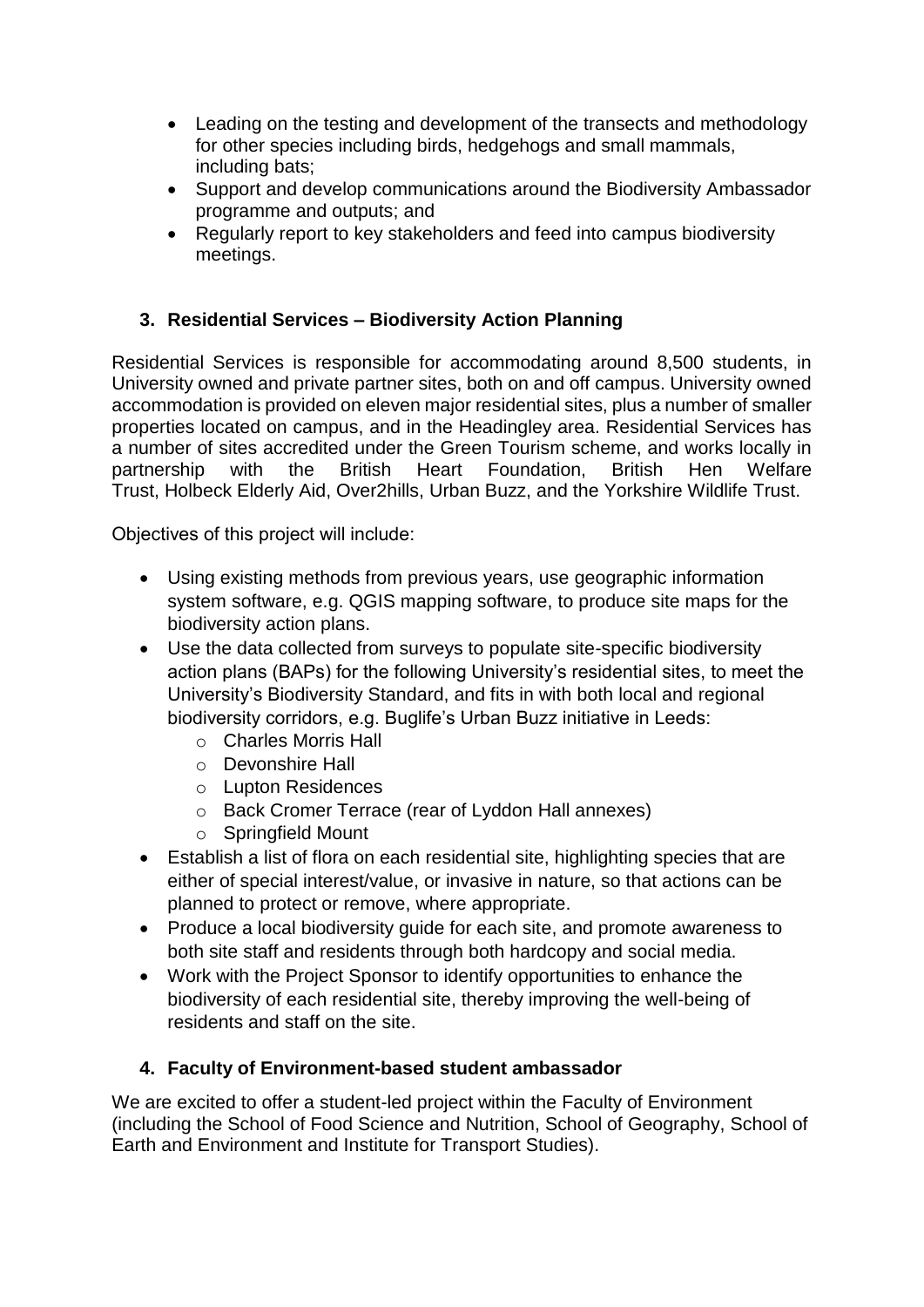- Leading on the testing and development of the transects and methodology for other species including birds, hedgehogs and small mammals, including bats;
- Support and develop communications around the Biodiversity Ambassador programme and outputs; and
- Regularly report to key stakeholders and feed into campus biodiversity meetings.

### 3. Residential Services – Biodiversity Action Planning

Residential Services is responsible for accommodating around 8,500 students, in University owned and private partner sites, both on and off campus. University owned accommodation is provided on eleven major residential sites, plus a number of smaller properties located on campus, and in the Headingley area. Residential Services has a number of sites accredited under the Green Tourism scheme, and works locally in partnership with the British Heart Foundation, British Hen Welfare Trust, Holbeck Elderly Aid, Over2hills, Urban Buzz, and the Yorkshire Wildlife Trust.

Objectives of this project will include:

- Using existing methods from previous years, use geographic information system software, e.g. QGIS mapping software, to produce site maps for the biodiversity action plans.
- Use the data collected from surveys to populate site-specific biodiversity action plans (BAPs) for the following University's residential sites, to meet the University's Biodiversity Standard, and fits in with both local and regional biodiversity corridors, e.g. Buglife's Urban Buzz initiative in Leeds:
  - Charles Morris Hall
  - Devonshire Hall
  - Lupton Residences
  - Back Cromer Terrace (rear of Lyddon Hall annexes)
  - Springfield Mount
- Establish a list of flora on each residential site, highlighting species that are either of special interest/value, or invasive in nature, so that actions can be planned to protect or remove, where appropriate.
- Produce a local biodiversity guide for each site, and promote awareness to both site staff and residents through both hardcopy and social media.
- Work with the Project Sponsor to identify opportunities to enhance the biodiversity of each residential site, thereby improving the well-being of residents and staff on the site.

### 4. Faculty of Environment-based student ambassador

We are excited to offer a student-led project within the Faculty of Environment (including the School of Food Science and Nutrition, School of Geography, School of Earth and Environment and Institute for Transport Studies).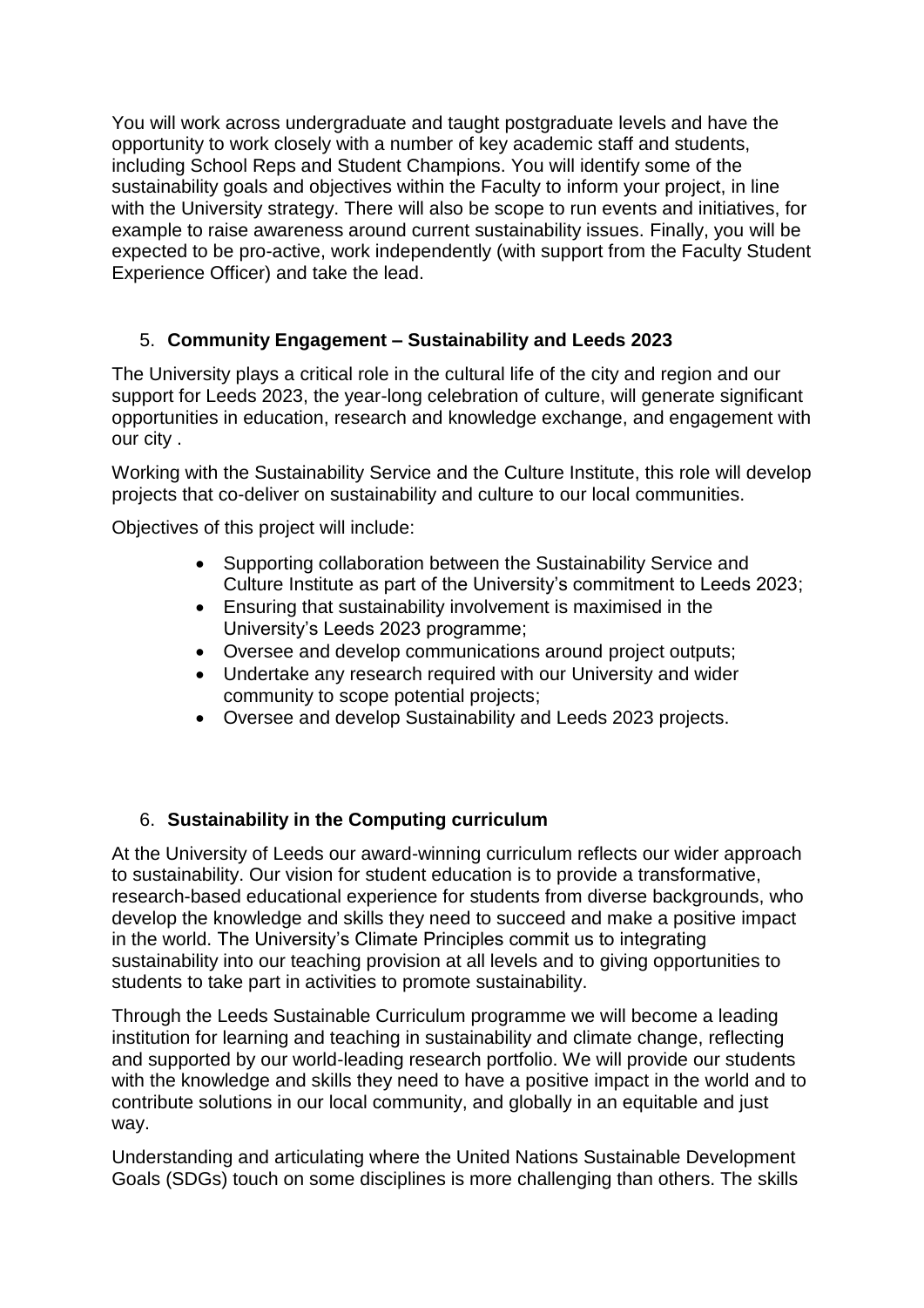You will work across undergraduate and taught postgraduate levels and have the opportunity to work closely with a number of key academic staff and students, including School Reps and Student Champions. You will identify some of the sustainability goals and objectives within the Faculty to inform your project, in line with the University strategy. There will also be scope to run events and initiatives, for example to raise awareness around current sustainability issues. Finally, you will be expected to be pro-active, work independently (with support from the Faculty Student Experience Officer) and take the lead.

## 5. **Community Engagement – Sustainability and Leeds 2023**

The University plays a critical role in the cultural life of the city and region and our support for Leeds 2023, the year-long celebration of culture, will generate significant opportunities in education, research and knowledge exchange, and engagement with our city .

Working with the Sustainability Service and the Culture Institute, this role will develop projects that co-deliver on sustainability and culture to our local communities.

Objectives of this project will include:

- Supporting collaboration between the Sustainability Service and Culture Institute as part of the University's commitment to Leeds 2023;
- Ensuring that sustainability involvement is maximised in the University's Leeds 2023 programme;
- Oversee and develop communications around project outputs;
- Undertake any research required with our University and wider community to scope potential projects;
- Oversee and develop Sustainability and Leeds 2023 projects.

## 6. **Sustainability in the Computing curriculum**

At the University of Leeds our award-winning curriculum reflects our wider approach to sustainability. Our vision for student education is to provide a transformative, research-based educational experience for students from diverse backgrounds, who develop the knowledge and skills they need to succeed and make a positive impact in the world. The University's Climate Principles commit us to integrating sustainability into our teaching provision at all levels and to giving opportunities to students to take part in activities to promote sustainability.

Through the Leeds Sustainable Curriculum programme we will become a leading institution for learning and teaching in sustainability and climate change, reflecting and supported by our world-leading research portfolio. We will provide our students with the knowledge and skills they need to have a positive impact in the world and to contribute solutions in our local community, and globally in an equitable and just way.

Understanding and articulating where the United Nations Sustainable Development Goals (SDGs) touch on some disciplines is more challenging than others. The skills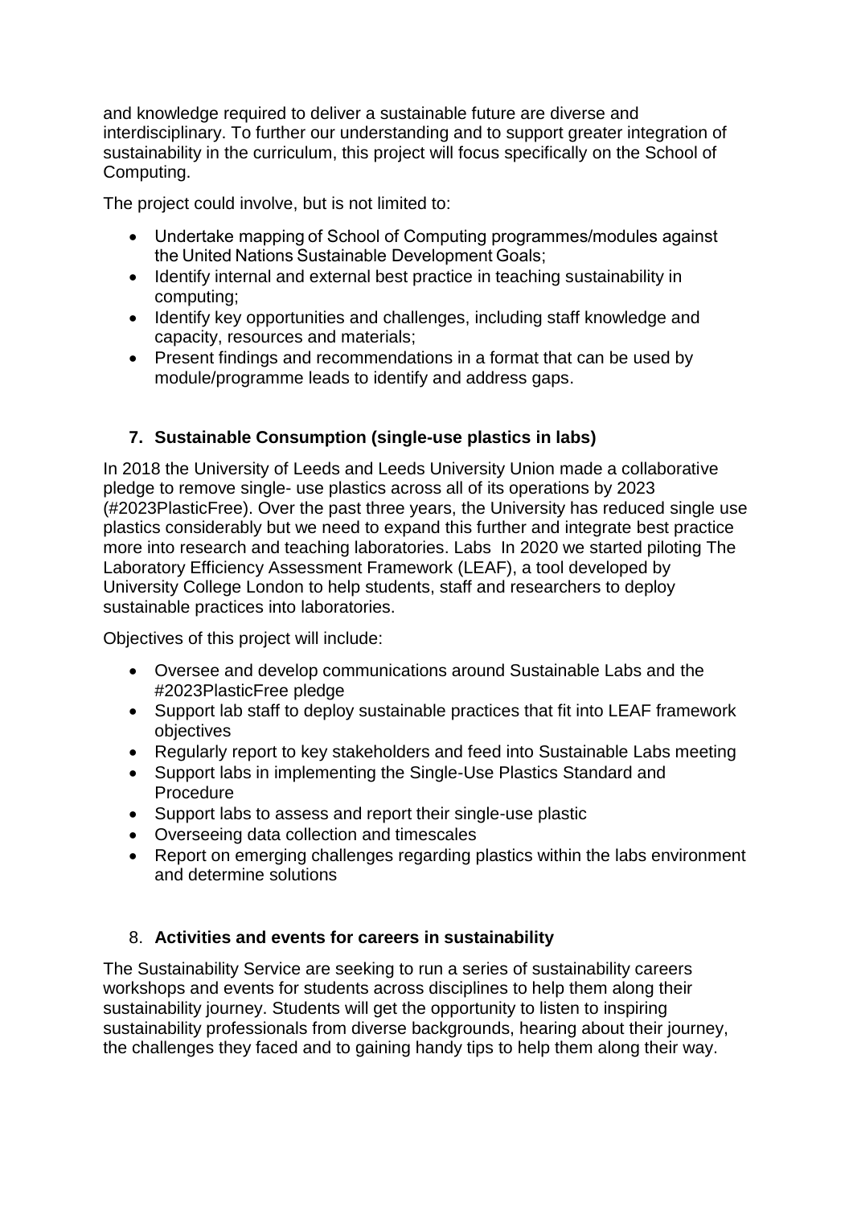and knowledge required to deliver a sustainable future are diverse and interdisciplinary. To further our understanding and to support greater integration of sustainability in the curriculum, this project will focus specifically on the School of Computing.

The project could involve, but is not limited to:

- Undertake mapping of School of Computing programmes/modules against the United Nations Sustainable Development Goals;
- Identify internal and external best practice in teaching sustainability in computing;
- Identify key opportunities and challenges, including staff knowledge and capacity, resources and materials;
- Present findings and recommendations in a format that can be used by module/programme leads to identify and address gaps.

### 7. Sustainable Consumption (single-use plastics in labs)

In 2018 the University of Leeds and Leeds University Union made a collaborative pledge to remove single- use plastics across all of its operations by 2023 (#2023PlasticFree). Over the past three years, the University has reduced single use plastics considerably but we need to expand this further and integrate best practice more into research and teaching laboratories. Labs In 2020 we started piloting The Laboratory Efficiency Assessment Framework (LEAF), a tool developed by University College London to help students, staff and researchers to deploy sustainable practices into laboratories.

Objectives of this project will include:

- Oversee and develop communications around Sustainable Labs and the #2023PlasticFree pledge
- Support lab staff to deploy sustainable practices that fit into LEAF framework objectives
- Regularly report to key stakeholders and feed into Sustainable Labs meeting
- Support labs in implementing the Single-Use Plastics Standard and Procedure
- Support labs to assess and report their single-use plastic
- Overseeing data collection and timescales
- Report on emerging challenges regarding plastics within the labs environment and determine solutions

### 8. Activities and events for careers in sustainability

The Sustainability Service are seeking to run a series of sustainability careers workshops and events for students across disciplines to help them along their sustainability journey. Students will get the opportunity to listen to inspiring sustainability professionals from diverse backgrounds, hearing about their journey, the challenges they faced and to gaining handy tips to help them along their way.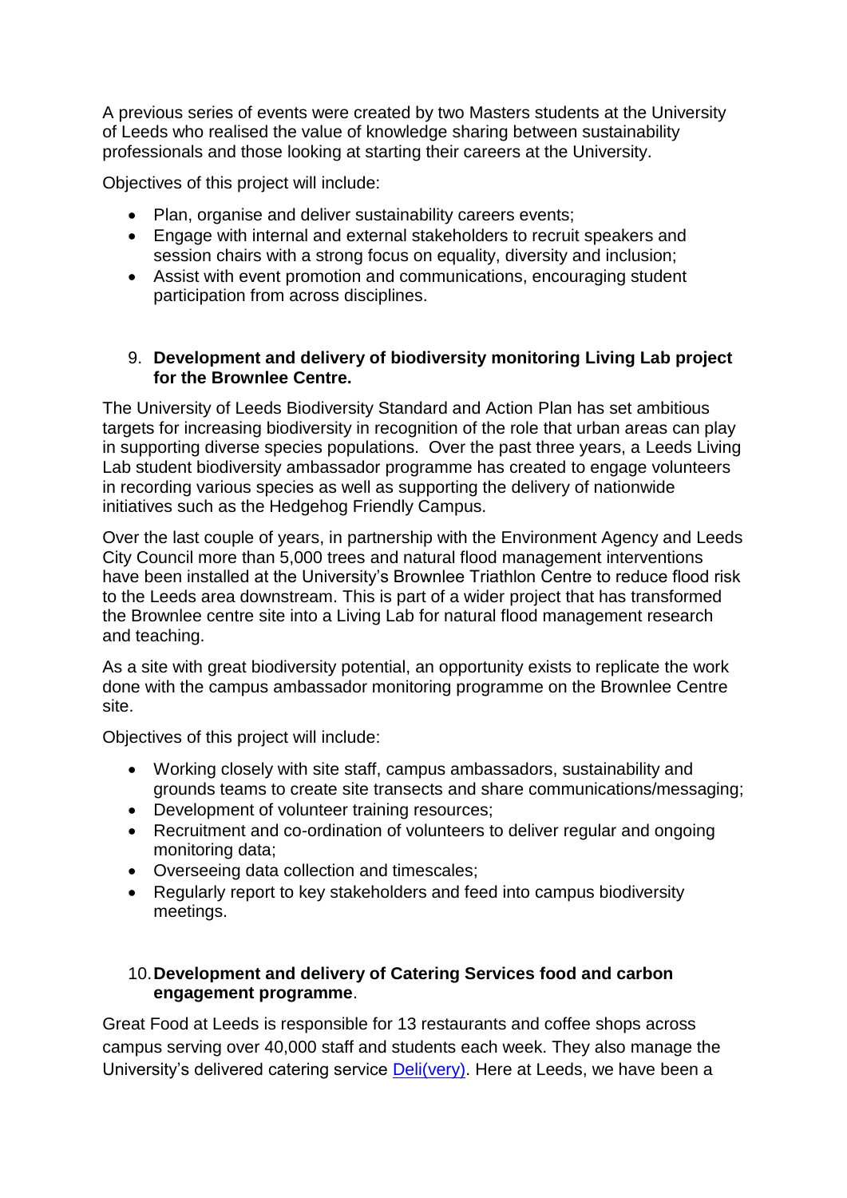A previous series of events were created by two Masters students at the University of Leeds who realised the value of knowledge sharing between sustainability professionals and those looking at starting their careers at the University.

Objectives of this project will include:

- Plan, organise and deliver sustainability careers events;
- Engage with internal and external stakeholders to recruit speakers and session chairs with a strong focus on equality, diversity and inclusion;
- Assist with event promotion and communications, encouraging student participation from across disciplines.

9. **Development and delivery of biodiversity monitoring Living Lab project for the Brownlee Centre.**

The University of Leeds Biodiversity Standard and Action Plan has set ambitious targets for increasing biodiversity in recognition of the role that urban areas can play in supporting diverse species populations. Over the past three years, a Leeds Living Lab student biodiversity ambassador programme has created to engage volunteers in recording various species as well as supporting the delivery of nationwide initiatives such as the Hedgehog Friendly Campus.

Over the last couple of years, in partnership with the Environment Agency and Leeds City Council more than 5,000 trees and natural flood management interventions have been installed at the University's Brownlee Triathlon Centre to reduce flood risk to the Leeds area downstream. This is part of a wider project that has transformed the Brownlee centre site into a Living Lab for natural flood management research and teaching.

As a site with great biodiversity potential, an opportunity exists to replicate the work done with the campus ambassador monitoring programme on the Brownlee Centre site.

Objectives of this project will include:

- Working closely with site staff, campus ambassadors, sustainability and grounds teams to create site transects and share communications/messaging;
- Development of volunteer training resources;
- Recruitment and co-ordination of volunteers to deliver regular and ongoing monitoring data;
- Overseeing data collection and timescales;
- Regularly report to key stakeholders and feed into campus biodiversity meetings.

10. **Development and delivery of Catering Services food and carbon engagement programme**.

Great Food at Leeds is responsible for 13 restaurants and coffee shops across campus serving over 40,000 staff and students each week. They also manage the University's delivered catering service Deli(very). Here at Leeds, we have been a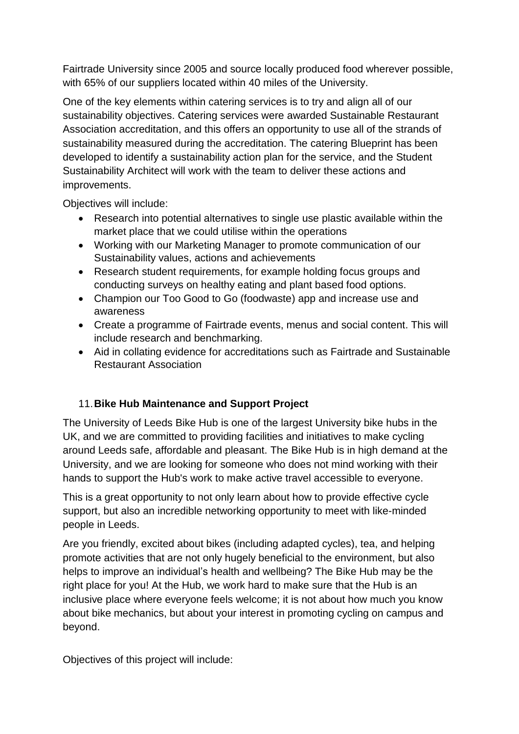Fairtrade University since 2005 and source locally produced food wherever possible, with 65% of our suppliers located within 40 miles of the University.

One of the key elements within catering services is to try and align all of our sustainability objectives. Catering services were awarded Sustainable Restaurant Association accreditation, and this offers an opportunity to use all of the strands of sustainability measured during the accreditation. The catering Blueprint has been developed to identify a sustainability action plan for the service, and the Student Sustainability Architect will work with the team to deliver these actions and improvements.

Objectives will include:

- Research into potential alternatives to single use plastic available within the market place that we could utilise within the operations
- Working with our Marketing Manager to promote communication of our Sustainability values, actions and achievements
- Research student requirements, for example holding focus groups and conducting surveys on healthy eating and plant based food options.
- Champion our Too Good to Go (foodwaste) app and increase use and awareness
- Create a programme of Fairtrade events, menus and social content. This will include research and benchmarking.
- Aid in collating evidence for accreditations such as Fairtrade and Sustainable Restaurant Association

## 11. Bike Hub Maintenance and Support Project

The University of Leeds Bike Hub is one of the largest University bike hubs in the UK, and we are committed to providing facilities and initiatives to make cycling around Leeds safe, affordable and pleasant. The Bike Hub is in high demand at the University, and we are looking for someone who does not mind working with their hands to support the Hub's work to make active travel accessible to everyone.

This is a great opportunity to not only learn about how to provide effective cycle support, but also an incredible networking opportunity to meet with like-minded people in Leeds.

Are you friendly, excited about bikes (including adapted cycles), tea, and helping promote activities that are not only hugely beneficial to the environment, but also helps to improve an individual's health and wellbeing? The Bike Hub may be the right place for you! At the Hub, we work hard to make sure that the Hub is an inclusive place where everyone feels welcome; it is not about how much you know about bike mechanics, but about your interest in promoting cycling on campus and beyond.

Objectives of this project will include: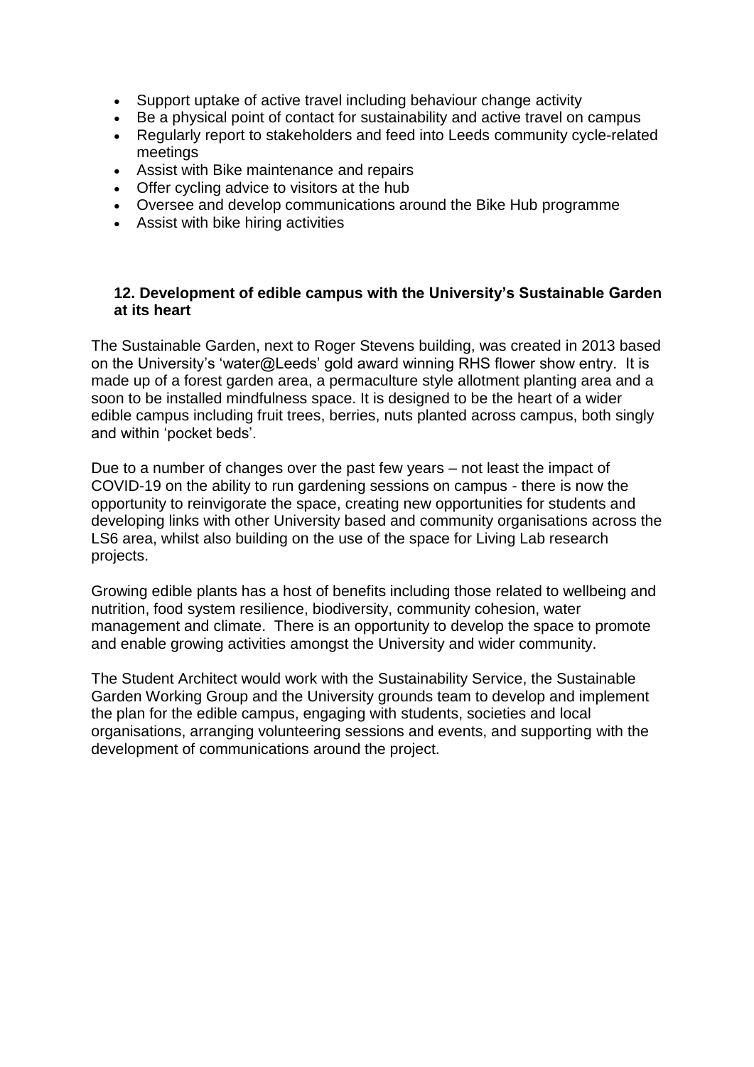- Support uptake of active travel including behaviour change activity
- Be a physical point of contact for sustainability and active travel on campus
- Regularly report to stakeholders and feed into Leeds community cycle-related meetings
- Assist with Bike maintenance and repairs
- Offer cycling advice to visitors at the hub
- Oversee and develop communications around the Bike Hub programme
- Assist with bike hiring activities

### 12. Development of edible campus with the University's Sustainable Garden at its heart

The Sustainable Garden, next to Roger Stevens building, was created in 2013 based on the University's 'water@Leeds' gold award winning RHS flower show entry. It is made up of a forest garden area, a permaculture style allotment planting area and a soon to be installed mindfulness space. It is designed to be the heart of a wider edible campus including fruit trees, berries, nuts planted across campus, both singly and within 'pocket beds'.

Due to a number of changes over the past few years – not least the impact of COVID-19 on the ability to run gardening sessions on campus - there is now the opportunity to reinvigorate the space, creating new opportunities for students and developing links with other University based and community organisations across the LS6 area, whilst also building on the use of the space for Living Lab research projects.

Growing edible plants has a host of benefits including those related to wellbeing and nutrition, food system resilience, biodiversity, community cohesion, water management and climate. There is an opportunity to develop the space to promote and enable growing activities amongst the University and wider community.

The Student Architect would work with the Sustainability Service, the Sustainable Garden Working Group and the University grounds team to develop and implement the plan for the edible campus, engaging with students, societies and local organisations, arranging volunteering sessions and events, and supporting with the development of communications around the project.